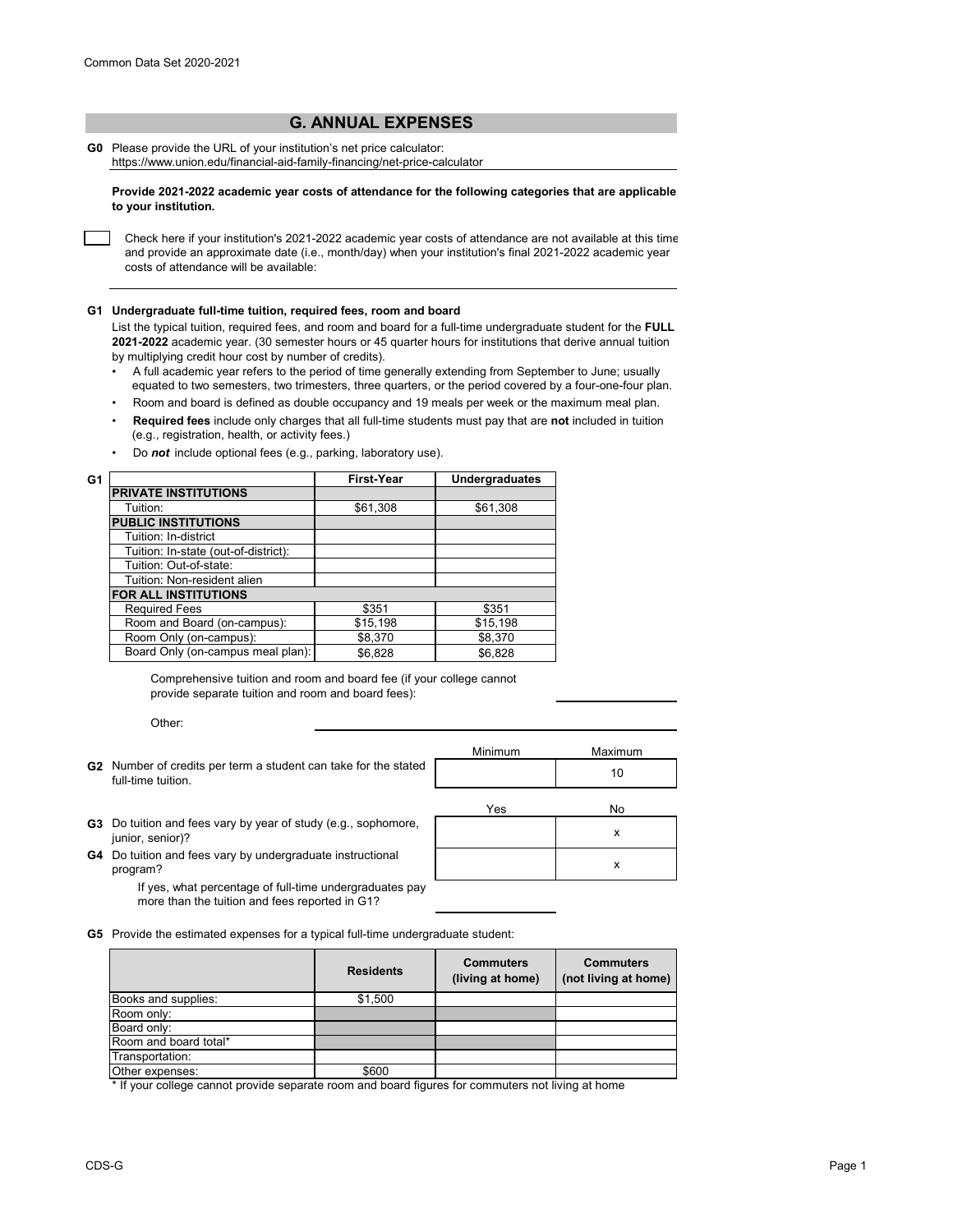## G. ANNUAL EXPENSES

**G0** Please provide the URL of your institution's net price calculator:
https://www.union.edu/financial-aid-family-financing/net-price-calculator

**Provide 2021-2022 academic year costs of attendance for the following categories that are applicable to your institution.**

☐ Check here if your institution's 2021-2022 academic year costs of attendance are not available at this time and provide an approximate date (i.e., month/day) when your institution's final 2021-2022 academic year costs of attendance will be available:

**G1 Undergraduate full-time tuition, required fees, room and board**

List the typical tuition, required fees, and room and board for a full-time undergraduate student for the **FULL 2021-2022** academic year. (30 semester hours or 45 quarter hours for institutions that derive annual tuition by multiplying credit hour cost by number of credits).

- A full academic year refers to the period of time generally extending from September to June; usually equated to two semesters, two trimesters, three quarters, or the period covered by a four-one-four plan.
- Room and board is defined as double occupancy and 19 meals per week or the maximum meal plan.
- **Required fees** include only charges that all full-time students must pay that are **not** included in tuition (e.g., registration, health, or activity fees.)
- Do ***not*** include optional fees (e.g., parking, laboratory use).

| G1 | First-Year | Undergraduates |
|---|---|---|
| **PRIVATE INSTITUTIONS** | | |
| Tuition: | $61,308 | $61,308 |
| **PUBLIC INSTITUTIONS** | | |
| Tuition: In-district | | |
| Tuition: In-state (out-of-district): | | |
| Tuition: Out-of-state: | | |
| Tuition: Non-resident alien | | |
| **FOR ALL INSTITUTIONS** | | |
| Required Fees | $351 | $351 |
| Room and Board (on-campus): | $15,198 | $15,198 |
| Room Only (on-campus): | $8,370 | $8,370 |
| Board Only (on-campus meal plan): | $6,828 | $6,828 |

Comprehensive tuition and room and board fee (if your college cannot provide separate tuition and room and board fees):

Other:

| | Minimum | Maximum |
|---|---|---|
| **G2** Number of credits per term a student can take for the stated full-time tuition. | | 10 |

| | Yes | No |
|---|---|---|
| **G3** Do tuition and fees vary by year of study (e.g., sophomore, junior, senior)? | | x |
| **G4** Do tuition and fees vary by undergraduate instructional program? | | x |

If yes, what percentage of full-time undergraduates pay more than the tuition and fees reported in G1?

**G5** Provide the estimated expenses for a typical full-time undergraduate student:

| | Residents | Commuters (living at home) | Commuters (not living at home) |
|---|---|---|---|
| Books and supplies: | $1,500 | | |
| Room only: | | | |
| Board only: | | | |
| Room and board total* | | | |
| Transportation: | | | |
| Other expenses: | $600 | | |

\* If your college cannot provide separate room and board figures for commuters not living at home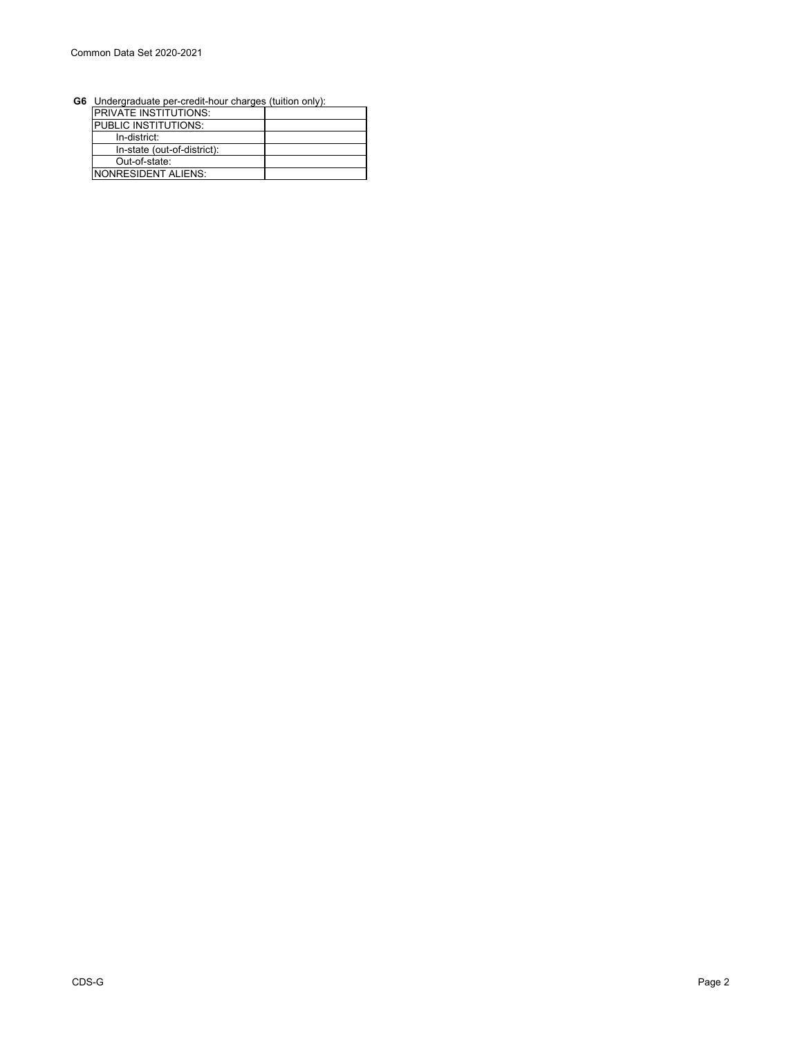**G6** Undergraduate per-credit-hour charges (tuition only):

| | |
|---|---|
| PRIVATE INSTITUTIONS: | |
| PUBLIC INSTITUTIONS: | |
| In-district: | |
| In-state (out-of-district): | |
| Out-of-state: | |
| NONRESIDENT ALIENS: | |